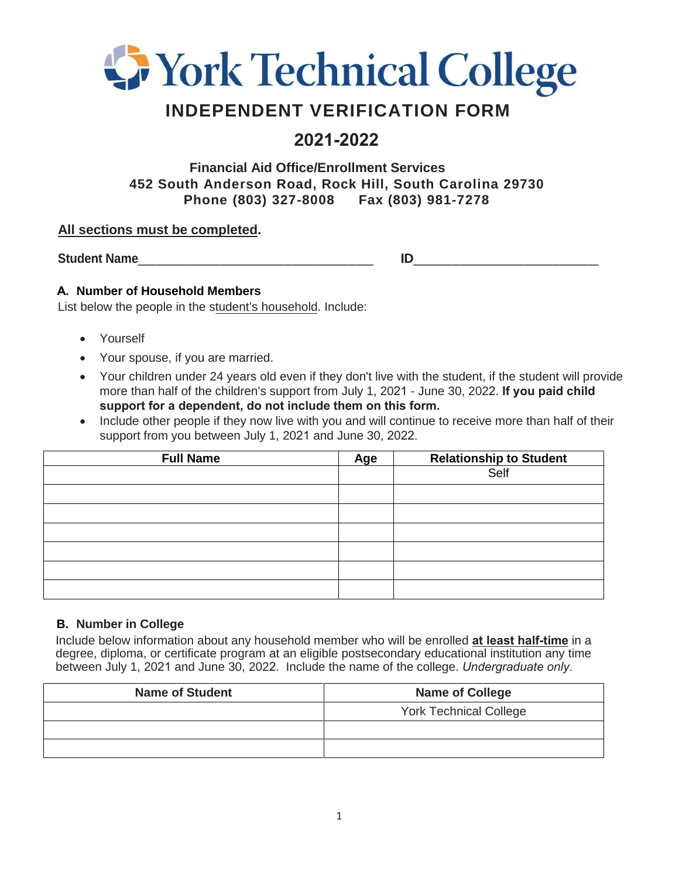# York Technical College

## INDEPENDENT VERIFICATION FORM

## 2021-2022

**Financial Aid Office/Enrollment Services**
**452 South Anderson Road, Rock Hill, South Carolina 29730**
**Phone (803) 327-8008 Fax (803) 981-7278**

**All sections must be completed.**

**Student Name**\_\_\_\_\_\_\_\_\_\_\_\_\_\_\_\_\_\_\_\_\_\_\_\_\_\_\_\_\_\_\_\_\_\_ **ID**\_\_\_\_\_\_\_\_\_\_\_\_\_\_\_\_\_\_\_\_\_\_\_\_\_\_

### A. Number of Household Members

List below the people in the student's household. Include:

- Yourself
- Your spouse, if you are married.
- Your children under 24 years old even if they don't live with the student, if the student will provide more than half of the children's support from July 1, 2021 - June 30, 2022. **If you paid child support for a dependent, do not include them on this form.**
- Include other people if they now live with you and will continue to receive more than half of their support from you between July 1, 2021 and June 30, 2022.

| Full Name | Age | Relationship to Student |
|---|---|---|
| | | Self |
| | | |
| | | |
| | | |
| | | |
| | | |
| | | |

### B. Number in College

Include below information about any household member who will be enrolled **at least half-time** in a degree, diploma, or certificate program at an eligible postsecondary educational institution any time between July 1, 2021 and June 30, 2022. Include the name of the college. *Undergraduate only*.

| Name of Student | Name of College |
|---|---|
| | York Technical College |
| | |
| | |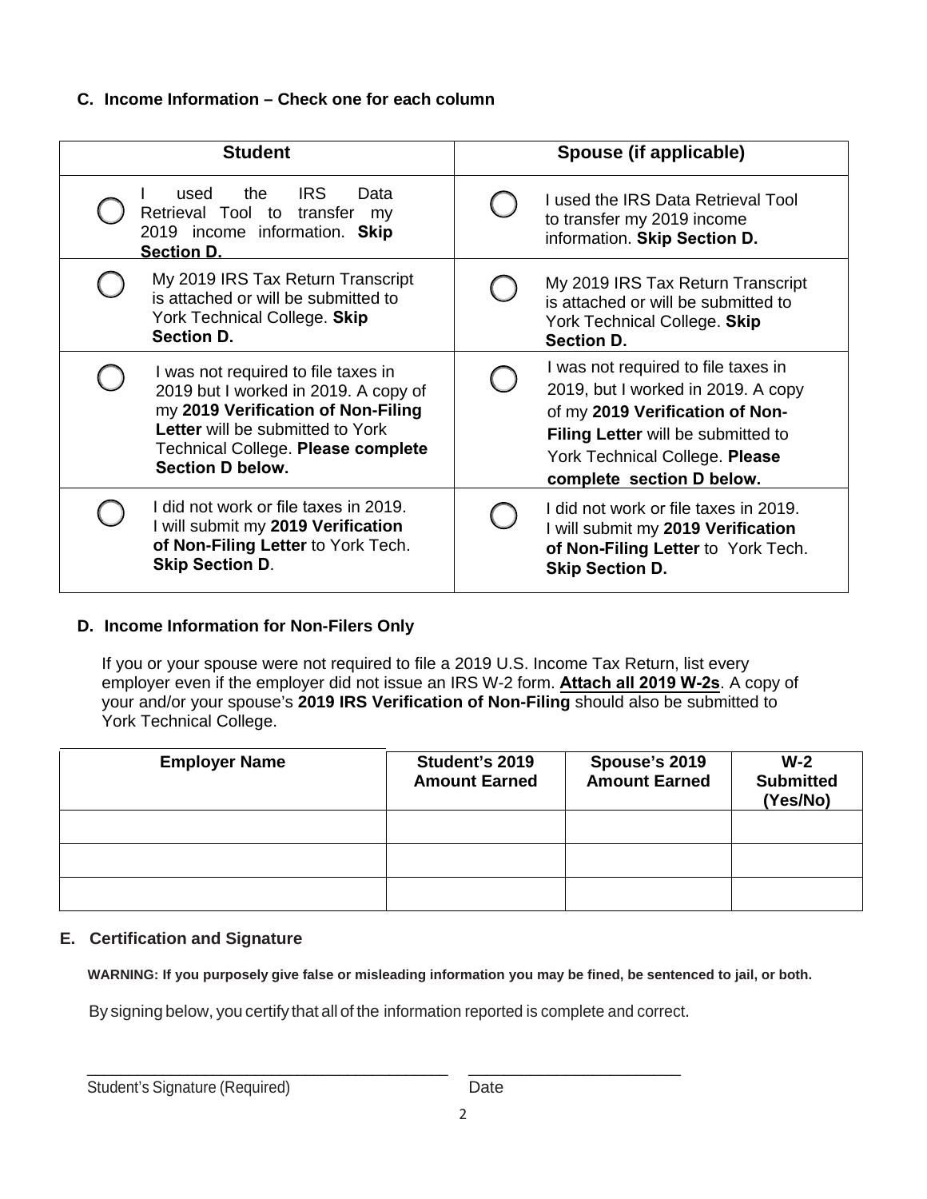### C. Income Information – Check one for each column

| Student | Spouse (if applicable) |
|---|---|
| ◯ I used the IRS Data Retrieval Tool to transfer my 2019 income information. **Skip Section D.** | ◯ I used the IRS Data Retrieval Tool to transfer my 2019 income information. **Skip Section D.** |
| ◯ My 2019 IRS Tax Return Transcript is attached or will be submitted to York Technical College. **Skip Section D.** | ◯ My 2019 IRS Tax Return Transcript is attached or will be submitted to York Technical College. **Skip Section D.** |
| ◯ I was not required to file taxes in 2019 but I worked in 2019. A copy of my **2019 Verification of Non-Filing Letter** will be submitted to York Technical College. **Please complete Section D below.** | ◯ I was not required to file taxes in 2019, but I worked in 2019. A copy of my **2019 Verification of Non-Filing Letter** will be submitted to York Technical College. **Please complete section D below.** |
| ◯ I did not work or file taxes in 2019. I will submit my **2019 Verification of Non-Filing Letter** to York Tech. **Skip Section D**. | ◯ I did not work or file taxes in 2019. I will submit my **2019 Verification of Non-Filing Letter** to York Tech. **Skip Section D.** |

### D. Income Information for Non-Filers Only

If you or your spouse were not required to file a 2019 U.S. Income Tax Return, list every employer even if the employer did not issue an IRS W-2 form. **Attach all 2019 W-2s**. A copy of your and/or your spouse's **2019 IRS Verification of Non-Filing** should also be submitted to York Technical College.

| Employer Name | Student's 2019 Amount Earned | Spouse's 2019 Amount Earned | W-2 Submitted (Yes/No) |
|---|---|---|---|
| | | | |
| | | | |
| | | | |

### E. Certification and Signature

**WARNING: If you purposely give false or misleading information you may be fined, be sentenced to jail, or both.**

By signing below, you certify that all of the information reported is complete and correct.

_____________________________________________ _________________________

Student's Signature (Required) Date